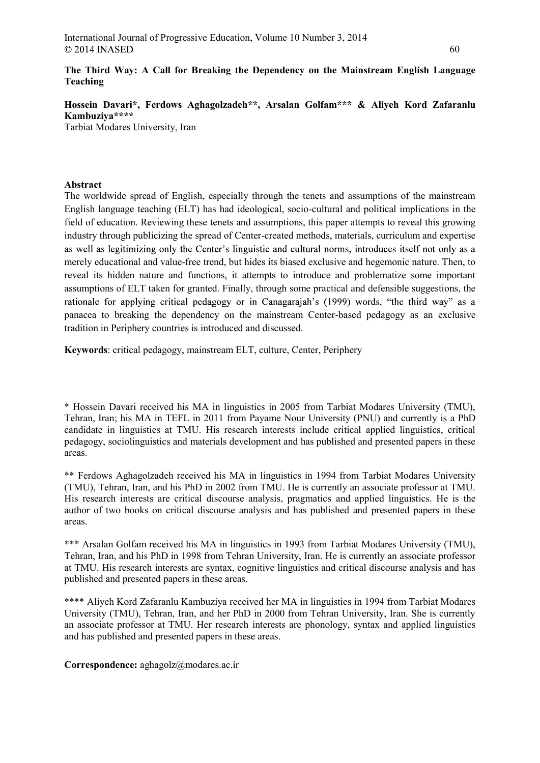# The Third Way: A Call for Breaking the Dependency on the Mainstream English Language Teaching

**Hossein Davari*, Ferdows Aghagolzadeh**, Arsalan Golfam*** & Aliyeh Kord Zafaranlu Kambuziya******

Tarbiat Modares University, Iran

## Abstract

The worldwide spread of English, especially through the tenets and assumptions of the mainstream English language teaching (ELT) has had ideological, socio-cultural and political implications in the field of education. Reviewing these tenets and assumptions, this paper attempts to reveal this growing industry through publicizing the spread of Center-created methods, materials, curriculum and expertise as well as legitimizing only the Center's linguistic and cultural norms, introduces itself not only as a merely educational and value-free trend, but hides its biased exclusive and hegemonic nature. Then, to reveal its hidden nature and functions, it attempts to introduce and problematize some important assumptions of ELT taken for granted. Finally, through some practical and defensible suggestions, the rationale for applying critical pedagogy or in Canagarajah's (1999) words, "the third way" as a panacea to breaking the dependency on the mainstream Center-based pedagogy as an exclusive tradition in Periphery countries is introduced and discussed.

**Keywords**: critical pedagogy, mainstream ELT, culture, Center, Periphery

* Hossein Davari received his MA in linguistics in 2005 from Tarbiat Modares University (TMU), Tehran, Iran; his MA in TEFL in 2011 from Payame Nour University (PNU) and currently is a PhD candidate in linguistics at TMU. His research interests include critical applied linguistics, critical pedagogy, sociolinguistics and materials development and has published and presented papers in these areas.

** Ferdows Aghagolzadeh received his MA in linguistics in 1994 from Tarbiat Modares University (TMU), Tehran, Iran, and his PhD in 2002 from TMU. He is currently an associate professor at TMU. His research interests are critical discourse analysis, pragmatics and applied linguistics. He is the author of two books on critical discourse analysis and has published and presented papers in these areas.

*** Arsalan Golfam received his MA in linguistics in 1993 from Tarbiat Modares University (TMU), Tehran, Iran, and his PhD in 1998 from Tehran University, Iran. He is currently an associate professor at TMU. His research interests are syntax, cognitive linguistics and critical discourse analysis and has published and presented papers in these areas.

**** Aliyeh Kord Zafaranlu Kambuziya received her MA in linguistics in 1994 from Tarbiat Modares University (TMU), Tehran, Iran, and her PhD in 2000 from Tehran University, Iran. She is currently an associate professor at TMU. Her research interests are phonology, syntax and applied linguistics and has published and presented papers in these areas.

**Correspondence:** aghagolz@modares.ac.ir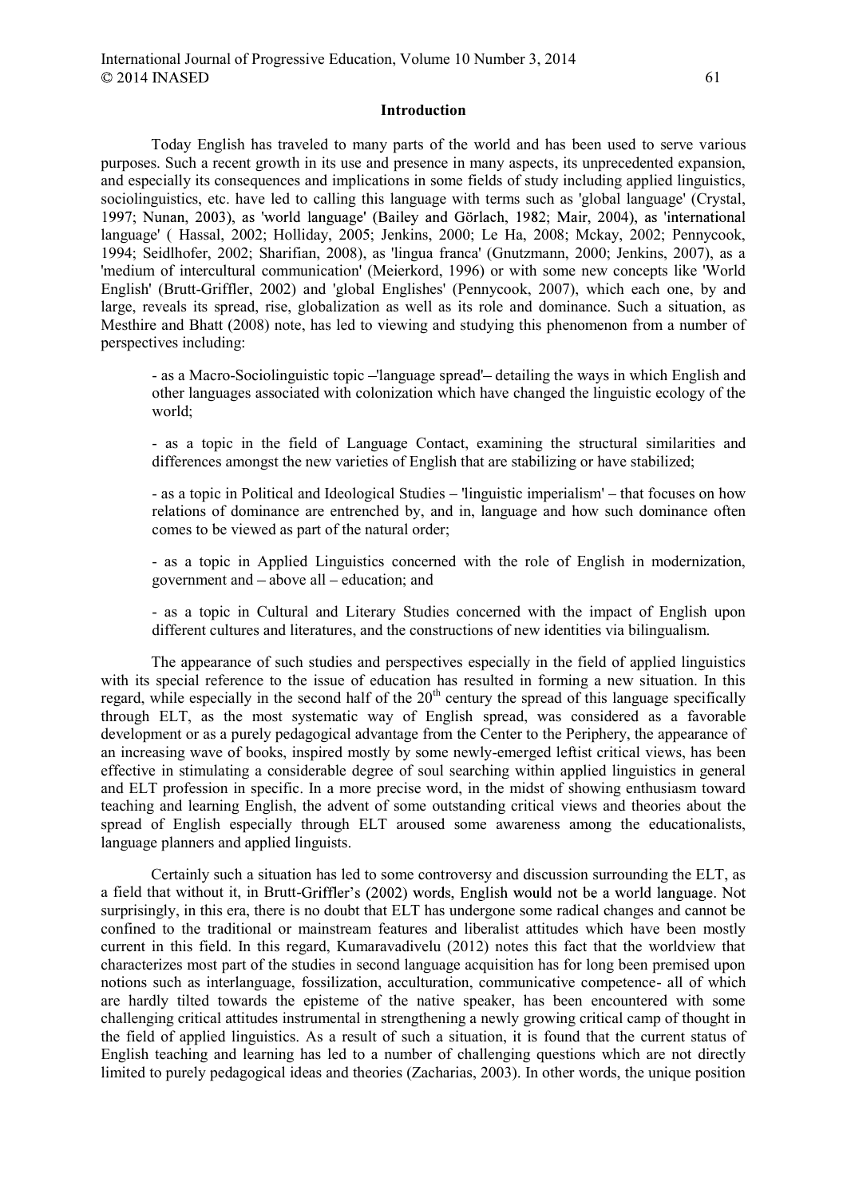## Introduction

Today English has traveled to many parts of the world and has been used to serve various purposes. Such a recent growth in its use and presence in many aspects, its unprecedented expansion, and especially its consequences and implications in some fields of study including applied linguistics, sociolinguistics, etc. have led to calling this language with terms such as 'global language' (Crystal, 1997; Nunan, 2003), as 'world language' (Bailey and Görlach, 1982; Mair, 2004), as 'international language' ( Hassal, 2002; Holliday, 2005; Jenkins, 2000; Le Ha, 2008; Mckay, 2002; Pennycook, 1994; Seidlhofer, 2002; Sharifian, 2008), as 'lingua franca' (Gnutzmann, 2000; Jenkins, 2007), as a 'medium of intercultural communication' (Meierkord, 1996) or with some new concepts like 'World English' (Brutt-Griffler, 2002) and 'global Englishes' (Pennycook, 2007), which each one, by and large, reveals its spread, rise, globalization as well as its role and dominance. Such a situation, as Mesthire and Bhatt (2008) note, has led to viewing and studying this phenomenon from a number of perspectives including:

> - as a Macro-Sociolinguistic topic –'language spread'– detailing the ways in which English and other languages associated with colonization which have changed the linguistic ecology of the world;
>
> - as a topic in the field of Language Contact, examining the structural similarities and differences amongst the new varieties of English that are stabilizing or have stabilized;
>
> - as a topic in Political and Ideological Studies – 'linguistic imperialism' – that focuses on how relations of dominance are entrenched by, and in, language and how such dominance often comes to be viewed as part of the natural order;
>
> - as a topic in Applied Linguistics concerned with the role of English in modernization, government and – above all – education; and
>
> - as a topic in Cultural and Literary Studies concerned with the impact of English upon different cultures and literatures, and the constructions of new identities via bilingualism.

The appearance of such studies and perspectives especially in the field of applied linguistics with its special reference to the issue of education has resulted in forming a new situation. In this regard, while especially in the second half of the 20th century the spread of this language specifically through ELT, as the most systematic way of English spread, was considered as a favorable development or as a purely pedagogical advantage from the Center to the Periphery, the appearance of an increasing wave of books, inspired mostly by some newly-emerged leftist critical views, has been effective in stimulating a considerable degree of soul searching within applied linguistics in general and ELT profession in specific. In a more precise word, in the midst of showing enthusiasm toward teaching and learning English, the advent of some outstanding critical views and theories about the spread of English especially through ELT aroused some awareness among the educationalists, language planners and applied linguists.

Certainly such a situation has led to some controversy and discussion surrounding the ELT, as a field that without it, in Brutt-Griffler's (2002) words, English would not be a world language. Not surprisingly, in this era, there is no doubt that ELT has undergone some radical changes and cannot be confined to the traditional or mainstream features and liberalist attitudes which have been mostly current in this field. In this regard, Kumaravadivelu (2012) notes this fact that the worldview that characterizes most part of the studies in second language acquisition has for long been premised upon notions such as interlanguage, fossilization, acculturation, communicative competence- all of which are hardly tilted towards the episteme of the native speaker, has been encountered with some challenging critical attitudes instrumental in strengthening a newly growing critical camp of thought in the field of applied linguistics. As a result of such a situation, it is found that the current status of English teaching and learning has led to a number of challenging questions which are not directly limited to purely pedagogical ideas and theories (Zacharias, 2003). In other words, the unique position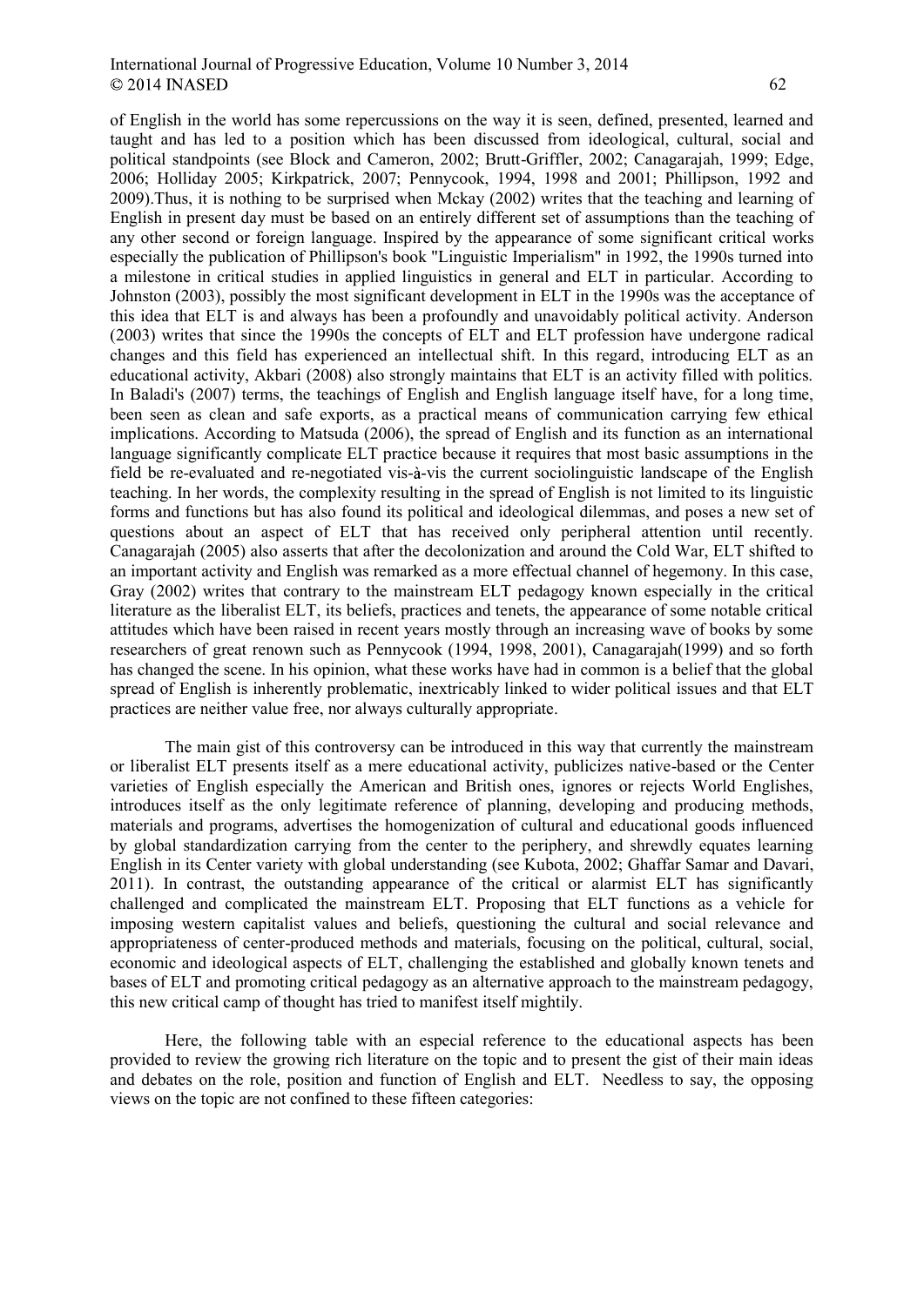of English in the world has some repercussions on the way it is seen, defined, presented, learned and taught and has led to a position which has been discussed from ideological, cultural, social and political standpoints (see Block and Cameron, 2002; Brutt-Griffler, 2002; Canagarajah, 1999; Edge, 2006; Holliday 2005; Kirkpatrick, 2007; Pennycook, 1994, 1998 and 2001; Phillipson, 1992 and 2009).Thus, it is nothing to be surprised when Mckay (2002) writes that the teaching and learning of English in present day must be based on an entirely different set of assumptions than the teaching of any other second or foreign language. Inspired by the appearance of some significant critical works especially the publication of Phillipson's book "Linguistic Imperialism" in 1992, the 1990s turned into a milestone in critical studies in applied linguistics in general and ELT in particular. According to Johnston (2003), possibly the most significant development in ELT in the 1990s was the acceptance of this idea that ELT is and always has been a profoundly and unavoidably political activity. Anderson (2003) writes that since the 1990s the concepts of ELT and ELT profession have undergone radical changes and this field has experienced an intellectual shift. In this regard, introducing ELT as an educational activity, Akbari (2008) also strongly maintains that ELT is an activity filled with politics. In Baladi's (2007) terms, the teachings of English and English language itself have, for a long time, been seen as clean and safe exports, as a practical means of communication carrying few ethical implications. According to Matsuda (2006), the spread of English and its function as an international language significantly complicate ELT practice because it requires that most basic assumptions in the field be re-evaluated and re-negotiated vis-à-vis the current sociolinguistic landscape of the English teaching. In her words, the complexity resulting in the spread of English is not limited to its linguistic forms and functions but has also found its political and ideological dilemmas, and poses a new set of questions about an aspect of ELT that has received only peripheral attention until recently. Canagarajah (2005) also asserts that after the decolonization and around the Cold War, ELT shifted to an important activity and English was remarked as a more effectual channel of hegemony. In this case, Gray (2002) writes that contrary to the mainstream ELT pedagogy known especially in the critical literature as the liberalist ELT, its beliefs, practices and tenets, the appearance of some notable critical attitudes which have been raised in recent years mostly through an increasing wave of books by some researchers of great renown such as Pennycook (1994, 1998, 2001), Canagarajah(1999) and so forth has changed the scene. In his opinion, what these works have had in common is a belief that the global spread of English is inherently problematic, inextricably linked to wider political issues and that ELT practices are neither value free, nor always culturally appropriate.

The main gist of this controversy can be introduced in this way that currently the mainstream or liberalist ELT presents itself as a mere educational activity, publicizes native-based or the Center varieties of English especially the American and British ones, ignores or rejects World Englishes, introduces itself as the only legitimate reference of planning, developing and producing methods, materials and programs, advertises the homogenization of cultural and educational goods influenced by global standardization carrying from the center to the periphery, and shrewdly equates learning English in its Center variety with global understanding (see Kubota, 2002; Ghaffar Samar and Davari, 2011). In contrast, the outstanding appearance of the critical or alarmist ELT has significantly challenged and complicated the mainstream ELT. Proposing that ELT functions as a vehicle for imposing western capitalist values and beliefs, questioning the cultural and social relevance and appropriateness of center-produced methods and materials, focusing on the political, cultural, social, economic and ideological aspects of ELT, challenging the established and globally known tenets and bases of ELT and promoting critical pedagogy as an alternative approach to the mainstream pedagogy, this new critical camp of thought has tried to manifest itself mightily.

Here, the following table with an especial reference to the educational aspects has been provided to review the growing rich literature on the topic and to present the gist of their main ideas and debates on the role, position and function of English and ELT. Needless to say, the opposing views on the topic are not confined to these fifteen categories: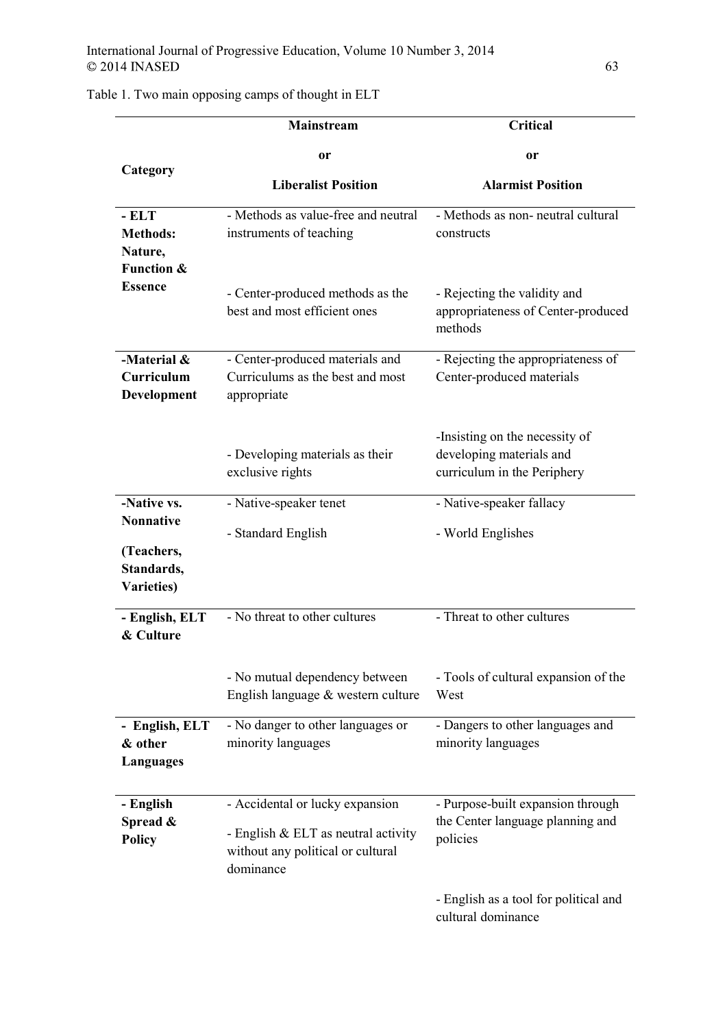Table 1. Two main opposing camps of thought in ELT

| Category | Mainstream or Liberalist Position | Critical or Alarmist Position |
|---|---|---|
| **- ELT Methods: Nature, Function & Essence** | - Methods as value-free and neutral instruments of teaching<br><br>- Center-produced methods as the best and most efficient ones | - Methods as non- neutral cultural constructs<br><br>- Rejecting the validity and appropriateness of Center-produced methods |
| **-Material & Curriculum Development** | - Center-produced materials and Curriculums as the best and most appropriate<br><br>- Developing materials as their exclusive rights | - Rejecting the appropriateness of Center-produced materials<br><br>-Insisting on the necessity of developing materials and curriculum in the Periphery |
| **-Native vs. Nonnative (Teachers, Standards, Varieties)** | - Native-speaker tenet<br><br>- Standard English | - Native-speaker fallacy<br><br>- World Englishes |
| **- English, ELT & Culture** | - No threat to other cultures<br><br>- No mutual dependency between English language & western culture | - Threat to other cultures<br><br>- Tools of cultural expansion of the West |
| **- English, ELT & other Languages** | - No danger to other languages or minority languages | - Dangers to other languages and minority languages |
| **- English Spread & Policy** | - Accidental or lucky expansion<br><br>- English & ELT as neutral activity without any political or cultural dominance | - Purpose-built expansion through the Center language planning and policies<br><br>- English as a tool for political and cultural dominance |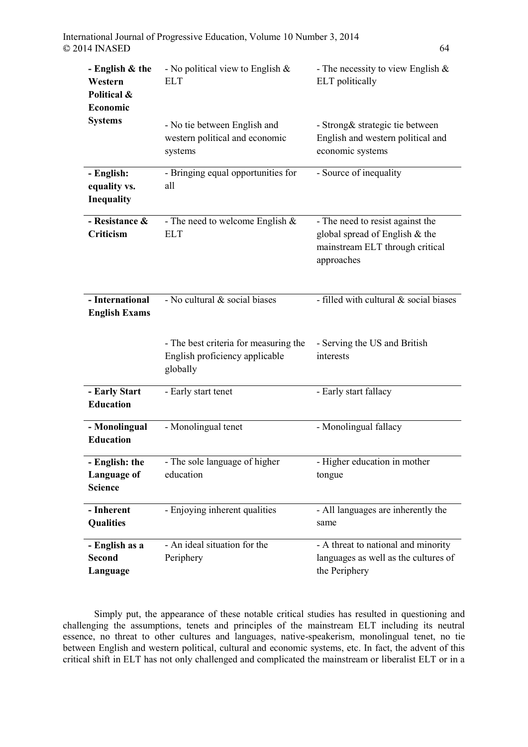| | | |
|---|---|---|
| **- English & the Western Political & Economic Systems** | - No political view to English & ELT | - The necessity to view English & ELT politically |
| | - No tie between English and western political and economic systems | - Strong& strategic tie between English and western political and economic systems |
| **- English: equality vs. Inequality** | - Bringing equal opportunities for all | - Source of inequality |
| **- Resistance & Criticism** | - The need to welcome English & ELT | - The need to resist against the global spread of English & the mainstream ELT through critical approaches |
| **- International English Exams** | - No cultural & social biases | - filled with cultural & social biases |
| | - The best criteria for measuring the English proficiency applicable globally | - Serving the US and British interests |
| **- Early Start Education** | - Early start tenet | - Early start fallacy |
| **- Monolingual Education** | - Monolingual tenet | - Monolingual fallacy |
| **- English: the Language of Science** | - The sole language of higher education | - Higher education in mother tongue |
| **- Inherent Qualities** | - Enjoying inherent qualities | - All languages are inherently the same |
| **- English as a Second Language** | - An ideal situation for the Periphery | - A threat to national and minority languages as well as the cultures of the Periphery |

Simply put, the appearance of these notable critical studies has resulted in questioning and challenging the assumptions, tenets and principles of the mainstream ELT including its neutral essence, no threat to other cultures and languages, native-speakerism, monolingual tenet, no tie between English and western political, cultural and economic systems, etc. In fact, the advent of this critical shift in ELT has not only challenged and complicated the mainstream or liberalist ELT or in a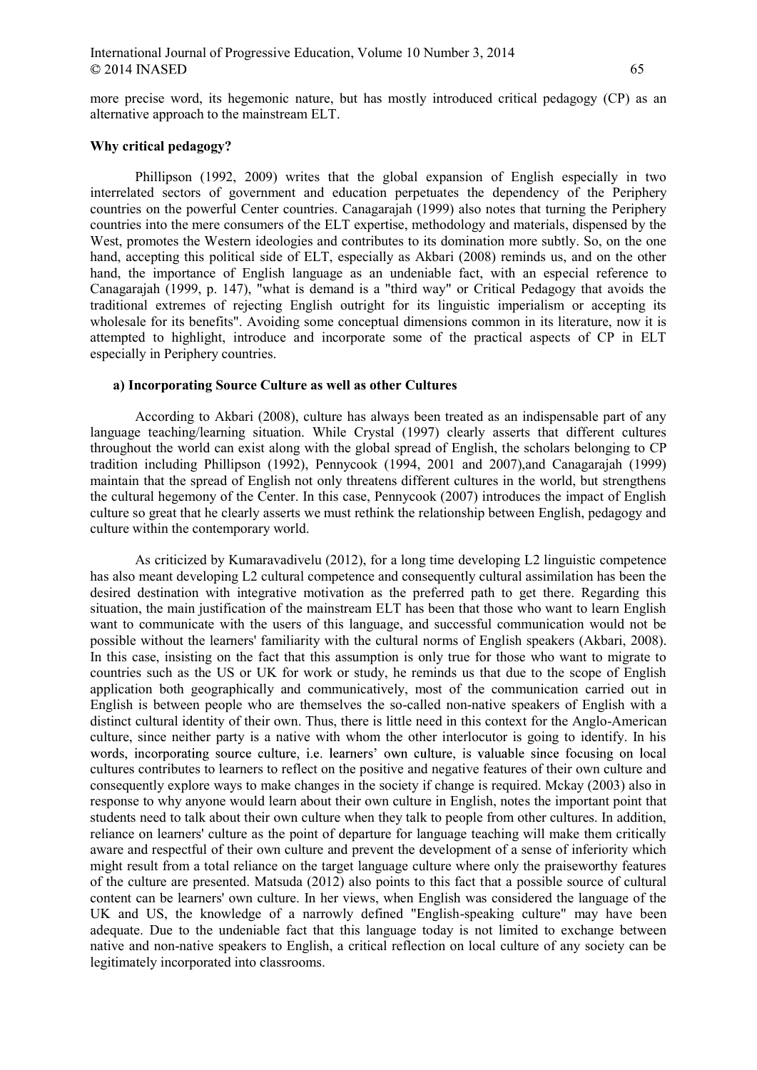more precise word, its hegemonic nature, but has mostly introduced critical pedagogy (CP) as an alternative approach to the mainstream ELT.

**Why critical pedagogy?**

Phillipson (1992, 2009) writes that the global expansion of English especially in two interrelated sectors of government and education perpetuates the dependency of the Periphery countries on the powerful Center countries. Canagarajah (1999) also notes that turning the Periphery countries into the mere consumers of the ELT expertise, methodology and materials, dispensed by the West, promotes the Western ideologies and contributes to its domination more subtly. So, on the one hand, accepting this political side of ELT, especially as Akbari (2008) reminds us, and on the other hand, the importance of English language as an undeniable fact, with an especial reference to Canagarajah (1999, p. 147), "what is demand is a "third way" or Critical Pedagogy that avoids the traditional extremes of rejecting English outright for its linguistic imperialism or accepting its wholesale for its benefits". Avoiding some conceptual dimensions common in its literature, now it is attempted to highlight, introduce and incorporate some of the practical aspects of CP in ELT especially in Periphery countries.

**a) Incorporating Source Culture as well as other Cultures**

According to Akbari (2008), culture has always been treated as an indispensable part of any language teaching/learning situation. While Crystal (1997) clearly asserts that different cultures throughout the world can exist along with the global spread of English, the scholars belonging to CP tradition including Phillipson (1992), Pennycook (1994, 2001 and 2007),and Canagarajah (1999) maintain that the spread of English not only threatens different cultures in the world, but strengthens the cultural hegemony of the Center. In this case, Pennycook (2007) introduces the impact of English culture so great that he clearly asserts we must rethink the relationship between English, pedagogy and culture within the contemporary world.

As criticized by Kumaravadivelu (2012), for a long time developing L2 linguistic competence has also meant developing L2 cultural competence and consequently cultural assimilation has been the desired destination with integrative motivation as the preferred path to get there. Regarding this situation, the main justification of the mainstream ELT has been that those who want to learn English want to communicate with the users of this language, and successful communication would not be possible without the learners' familiarity with the cultural norms of English speakers (Akbari, 2008). In this case, insisting on the fact that this assumption is only true for those who want to migrate to countries such as the US or UK for work or study, he reminds us that due to the scope of English application both geographically and communicatively, most of the communication carried out in English is between people who are themselves the so-called non-native speakers of English with a distinct cultural identity of their own. Thus, there is little need in this context for the Anglo-American culture, since neither party is a native with whom the other interlocutor is going to identify. In his words, incorporating source culture, i.e. learners' own culture, is valuable since focusing on local cultures contributes to learners to reflect on the positive and negative features of their own culture and consequently explore ways to make changes in the society if change is required. Mckay (2003) also in response to why anyone would learn about their own culture in English, notes the important point that students need to talk about their own culture when they talk to people from other cultures. In addition, reliance on learners' culture as the point of departure for language teaching will make them critically aware and respectful of their own culture and prevent the development of a sense of inferiority which might result from a total reliance on the target language culture where only the praiseworthy features of the culture are presented. Matsuda (2012) also points to this fact that a possible source of cultural content can be learners' own culture. In her views, when English was considered the language of the UK and US, the knowledge of a narrowly defined "English-speaking culture" may have been adequate. Due to the undeniable fact that this language today is not limited to exchange between native and non-native speakers to English, a critical reflection on local culture of any society can be legitimately incorporated into classrooms.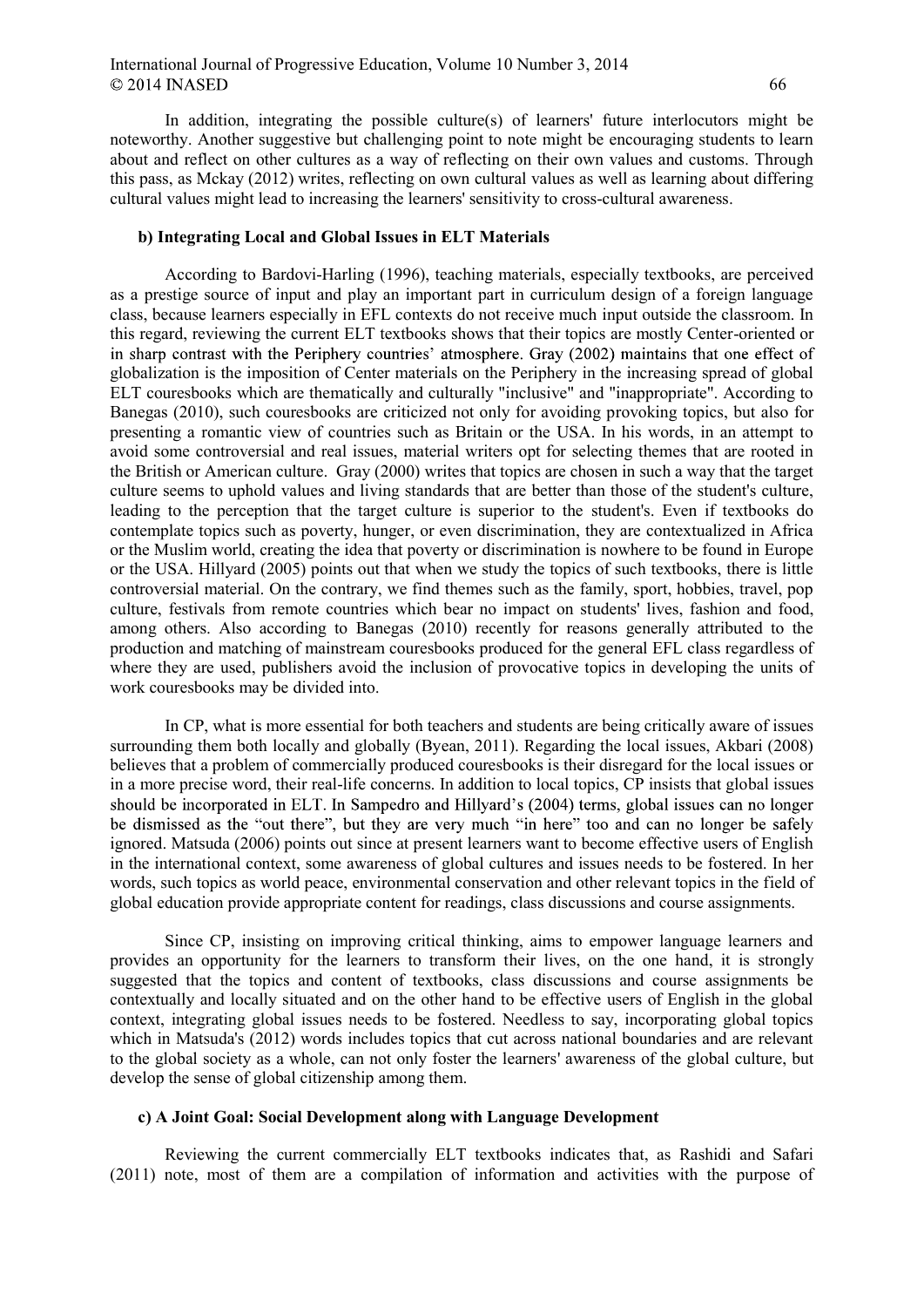In addition, integrating the possible culture(s) of learners' future interlocutors might be noteworthy. Another suggestive but challenging point to note might be encouraging students to learn about and reflect on other cultures as a way of reflecting on their own values and customs. Through this pass, as Mckay (2012) writes, reflecting on own cultural values as well as learning about differing cultural values might lead to increasing the learners' sensitivity to cross-cultural awareness.

### b) Integrating Local and Global Issues in ELT Materials

According to Bardovi-Harling (1996), teaching materials, especially textbooks, are perceived as a prestige source of input and play an important part in curriculum design of a foreign language class, because learners especially in EFL contexts do not receive much input outside the classroom. In this regard, reviewing the current ELT textbooks shows that their topics are mostly Center-oriented or in sharp contrast with the Periphery countries' atmosphere. Gray (2002) maintains that one effect of globalization is the imposition of Center materials on the Periphery in the increasing spread of global ELT couresbooks which are thematically and culturally "inclusive" and "inappropriate". According to Banegas (2010), such couresbooks are criticized not only for avoiding provoking topics, but also for presenting a romantic view of countries such as Britain or the USA. In his words, in an attempt to avoid some controversial and real issues, material writers opt for selecting themes that are rooted in the British or American culture. Gray (2000) writes that topics are chosen in such a way that the target culture seems to uphold values and living standards that are better than those of the student's culture, leading to the perception that the target culture is superior to the student's. Even if textbooks do contemplate topics such as poverty, hunger, or even discrimination, they are contextualized in Africa or the Muslim world, creating the idea that poverty or discrimination is nowhere to be found in Europe or the USA. Hillyard (2005) points out that when we study the topics of such textbooks, there is little controversial material. On the contrary, we find themes such as the family, sport, hobbies, travel, pop culture, festivals from remote countries which bear no impact on students' lives, fashion and food, among others. Also according to Banegas (2010) recently for reasons generally attributed to the production and matching of mainstream couresbooks produced for the general EFL class regardless of where they are used, publishers avoid the inclusion of provocative topics in developing the units of work couresbooks may be divided into.

In CP, what is more essential for both teachers and students are being critically aware of issues surrounding them both locally and globally (Byean, 2011). Regarding the local issues, Akbari (2008) believes that a problem of commercially produced coursebooks is their disregard for the local issues or in a more precise word, their real-life concerns. In addition to local topics, CP insists that global issues should be incorporated in ELT. In Sampedro and Hillyard's (2004) terms, global issues can no longer be dismissed as the "out there", but they are very much "in here" too and can no longer be safely ignored. Matsuda (2006) points out since at present learners want to become effective users of English in the international context, some awareness of global cultures and issues needs to be fostered. In her words, such topics as world peace, environmental conservation and other relevant topics in the field of global education provide appropriate content for readings, class discussions and course assignments.

Since CP, insisting on improving critical thinking, aims to empower language learners and provides an opportunity for the learners to transform their lives, on the one hand, it is strongly suggested that the topics and content of textbooks, class discussions and course assignments be contextually and locally situated and on the other hand to be effective users of English in the global context, integrating global issues needs to be fostered. Needless to say, incorporating global topics which in Matsuda's (2012) words includes topics that cut across national boundaries and are relevant to the global society as a whole, can not only foster the learners' awareness of the global culture, but develop the sense of global citizenship among them.

### c) A Joint Goal: Social Development along with Language Development

Reviewing the current commercially ELT textbooks indicates that, as Rashidi and Safari (2011) note, most of them are a compilation of information and activities with the purpose of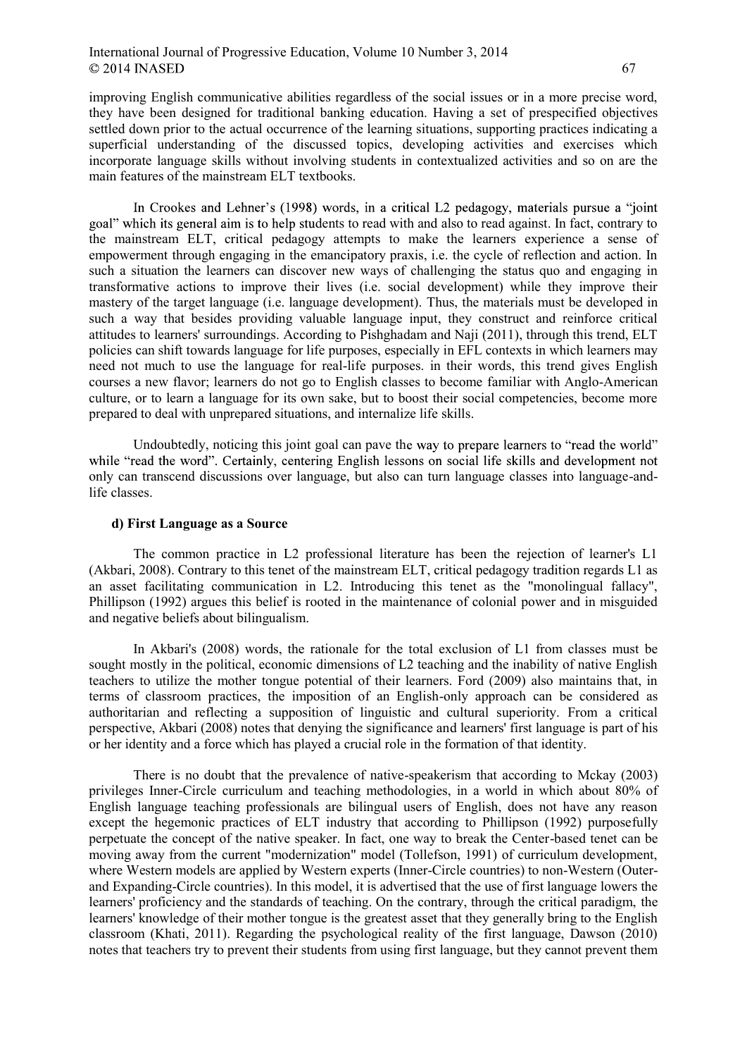improving English communicative abilities regardless of the social issues or in a more precise word, they have been designed for traditional banking education. Having a set of prespecified objectives settled down prior to the actual occurrence of the learning situations, supporting practices indicating a superficial understanding of the discussed topics, developing activities and exercises which incorporate language skills without involving students in contextualized activities and so on are the main features of the mainstream ELT textbooks.

In Crookes and Lehner's (1998) words, in a critical L2 pedagogy, materials pursue a "joint goal" which its general aim is to help students to read with and also to read against. In fact, contrary to the mainstream ELT, critical pedagogy attempts to make the learners experience a sense of empowerment through engaging in the emancipatory praxis, i.e. the cycle of reflection and action. In such a situation the learners can discover new ways of challenging the status quo and engaging in transformative actions to improve their lives (i.e. social development) while they improve their mastery of the target language (i.e. language development). Thus, the materials must be developed in such a way that besides providing valuable language input, they construct and reinforce critical attitudes to learners' surroundings. According to Pishghadam and Naji (2011), through this trend, ELT policies can shift towards language for life purposes, especially in EFL contexts in which learners may need not much to use the language for real-life purposes. in their words, this trend gives English courses a new flavor; learners do not go to English classes to become familiar with Anglo-American culture, or to learn a language for its own sake, but to boost their social competencies, become more prepared to deal with unprepared situations, and internalize life skills.

Undoubtedly, noticing this joint goal can pave the way to prepare learners to "read the world" while "read the word". Certainly, centering English lessons on social life skills and development not only can transcend discussions over language, but also can turn language classes into language-and-life classes.

**d) First Language as a Source**

The common practice in L2 professional literature has been the rejection of learner's L1 (Akbari, 2008). Contrary to this tenet of the mainstream ELT, critical pedagogy tradition regards L1 as an asset facilitating communication in L2. Introducing this tenet as the "monolingual fallacy", Phillipson (1992) argues this belief is rooted in the maintenance of colonial power and in misguided and negative beliefs about bilingualism.

In Akbari's (2008) words, the rationale for the total exclusion of L1 from classes must be sought mostly in the political, economic dimensions of L2 teaching and the inability of native English teachers to utilize the mother tongue potential of their learners. Ford (2009) also maintains that, in terms of classroom practices, the imposition of an English-only approach can be considered as authoritarian and reflecting a supposition of linguistic and cultural superiority. From a critical perspective, Akbari (2008) notes that denying the significance and learners' first language is part of his or her identity and a force which has played a crucial role in the formation of that identity.

There is no doubt that the prevalence of native-speakerism that according to Mckay (2003) privileges Inner-Circle curriculum and teaching methodologies, in a world in which about 80% of English language teaching professionals are bilingual users of English, does not have any reason except the hegemonic practices of ELT industry that according to Phillipson (1992) purposefully perpetuate the concept of the native speaker. In fact, one way to break the Center-based tenet can be moving away from the current "modernization" model (Tollefson, 1991) of curriculum development, where Western models are applied by Western experts (Inner-Circle countries) to non-Western (Outer- and Expanding-Circle countries). In this model, it is advertised that the use of first language lowers the learners' proficiency and the standards of teaching. On the contrary, through the critical paradigm, the learners' knowledge of their mother tongue is the greatest asset that they generally bring to the English classroom (Khati, 2011). Regarding the psychological reality of the first language, Dawson (2010) notes that teachers try to prevent their students from using first language, but they cannot prevent them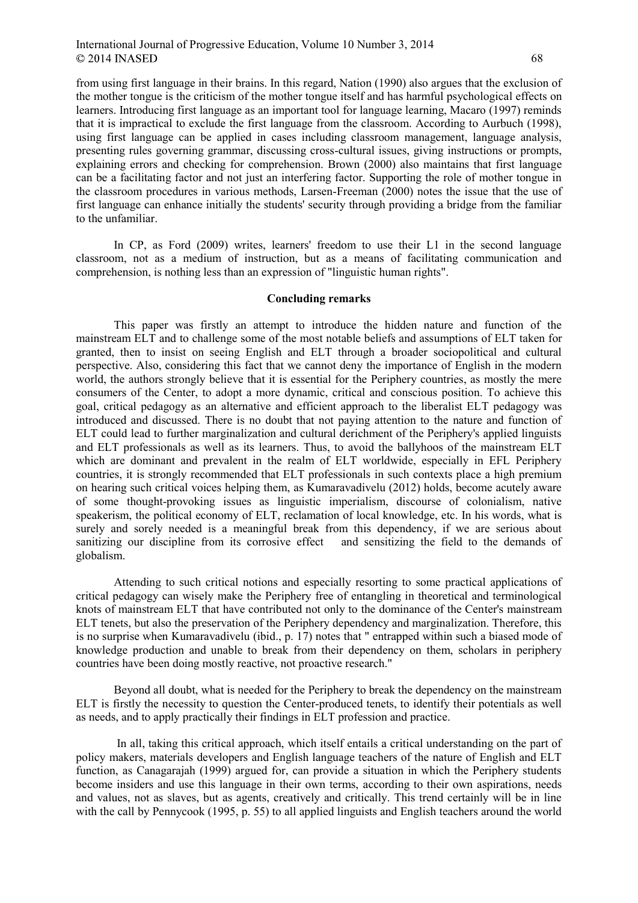from using first language in their brains. In this regard, Nation (1990) also argues that the exclusion of the mother tongue is the criticism of the mother tongue itself and has harmful psychological effects on learners. Introducing first language as an important tool for language learning, Macaro (1997) reminds that it is impractical to exclude the first language from the classroom. According to Aurbuch (1998), using first language can be applied in cases including classroom management, language analysis, presenting rules governing grammar, discussing cross-cultural issues, giving instructions or prompts, explaining errors and checking for comprehension. Brown (2000) also maintains that first language can be a facilitating factor and not just an interfering factor. Supporting the role of mother tongue in the classroom procedures in various methods, Larsen-Freeman (2000) notes the issue that the use of first language can enhance initially the students' security through providing a bridge from the familiar to the unfamiliar.

In CP, as Ford (2009) writes, learners' freedom to use their L1 in the second language classroom, not as a medium of instruction, but as a means of facilitating communication and comprehension, is nothing less than an expression of "linguistic human rights".

## Concluding remarks

This paper was firstly an attempt to introduce the hidden nature and function of the mainstream ELT and to challenge some of the most notable beliefs and assumptions of ELT taken for granted, then to insist on seeing English and ELT through a broader sociopolitical and cultural perspective. Also, considering this fact that we cannot deny the importance of English in the modern world, the authors strongly believe that it is essential for the Periphery countries, as mostly the mere consumers of the Center, to adopt a more dynamic, critical and conscious position. To achieve this goal, critical pedagogy as an alternative and efficient approach to the liberalist ELT pedagogy was introduced and discussed. There is no doubt that not paying attention to the nature and function of ELT could lead to further marginalization and cultural derichment of the Periphery's applied linguists and ELT professionals as well as its learners. Thus, to avoid the ballyhoos of the mainstream ELT which are dominant and prevalent in the realm of ELT worldwide, especially in EFL Periphery countries, it is strongly recommended that ELT professionals in such contexts place a high premium on hearing such critical voices helping them, as Kumaravadivelu (2012) holds, become acutely aware of some thought-provoking issues as linguistic imperialism, discourse of colonialism, native speakerism, the political economy of ELT, reclamation of local knowledge, etc. In his words, what is surely and sorely needed is a meaningful break from this dependency, if we are serious about sanitizing our discipline from its corrosive effect and sensitizing the field to the demands of globalism.

Attending to such critical notions and especially resorting to some practical applications of critical pedagogy can wisely make the Periphery free of entangling in theoretical and terminological knots of mainstream ELT that have contributed not only to the dominance of the Center's mainstream ELT tenets, but also the preservation of the Periphery dependency and marginalization. Therefore, this is no surprise when Kumaravadivelu (ibid., p. 17) notes that " entrapped within such a biased mode of knowledge production and unable to break from their dependency on them, scholars in periphery countries have been doing mostly reactive, not proactive research."

Beyond all doubt, what is needed for the Periphery to break the dependency on the mainstream ELT is firstly the necessity to question the Center-produced tenets, to identify their potentials as well as needs, and to apply practically their findings in ELT profession and practice.

In all, taking this critical approach, which itself entails a critical understanding on the part of policy makers, materials developers and English language teachers of the nature of English and ELT function, as Canagarajah (1999) argued for, can provide a situation in which the Periphery students become insiders and use this language in their own terms, according to their own aspirations, needs and values, not as slaves, but as agents, creatively and critically. This trend certainly will be in line with the call by Pennycook (1995, p. 55) to all applied linguists and English teachers around the world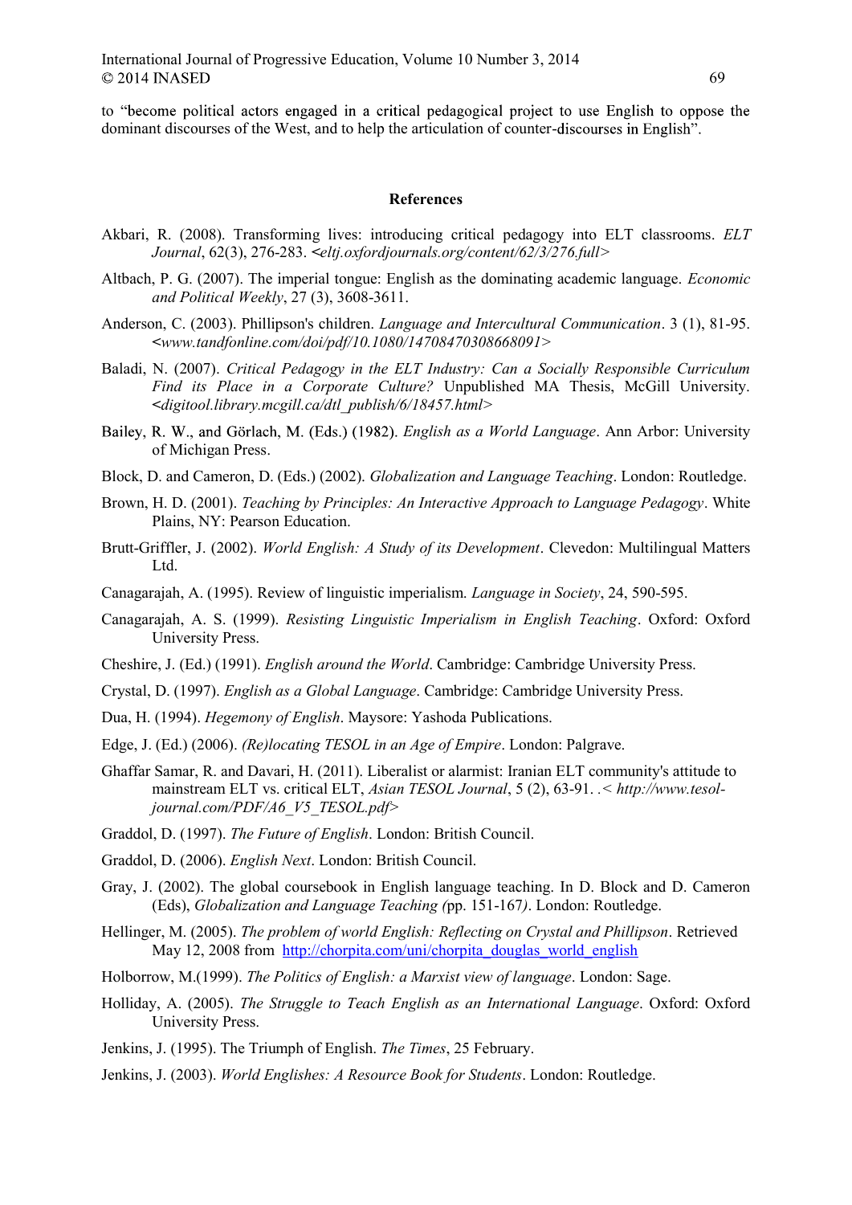to "become political actors engaged in a critical pedagogical project to use English to oppose the dominant discourses of the West, and to help the articulation of counter-discourses in English".

## References

Akbari, R. (2008). Transforming lives: introducing critical pedagogy into ELT classrooms. *ELT Journal*, 62(3), 276-283. <*eltj.oxfordjournals.org/content/62/3/276.full*>

Altbach, P. G. (2007). The imperial tongue: English as the dominating academic language. *Economic and Political Weekly*, 27 (3), 3608-3611.

Anderson, C. (2003). Phillipson's children. *Language and Intercultural Communication*. 3 (1), 81-95. <*www.tandfonline.com/doi/pdf/10.1080/14708470308668091*>

Baladi, N. (2007). *Critical Pedagogy in the ELT Industry: Can a Socially Responsible Curriculum Find its Place in a Corporate Culture?* Unpublished MA Thesis, McGill University. <*digitool.library.mcgill.ca/dtl_publish/6/18457.html*>

Bailey, R. W., and Görlach, M. (Eds.) (1982). *English as a World Language*. Ann Arbor: University of Michigan Press.

Block, D. and Cameron, D. (Eds.) (2002). *Globalization and Language Teaching*. London: Routledge.

Brown, H. D. (2001). *Teaching by Principles: An Interactive Approach to Language Pedagogy*. White Plains, NY: Pearson Education.

Brutt-Griffler, J. (2002). *World English: A Study of its Development*. Clevedon: Multilingual Matters Ltd.

Canagarajah, A. (1995). Review of linguistic imperialism. *Language in Society*, 24, 590-595.

Canagarajah, A. S. (1999). *Resisting Linguistic Imperialism in English Teaching*. Oxford: Oxford University Press.

Cheshire, J. (Ed.) (1991). *English around the World*. Cambridge: Cambridge University Press.

Crystal, D. (1997). *English as a Global Language*. Cambridge: Cambridge University Press.

Dua, H. (1994). *Hegemony of English*. Maysore: Yashoda Publications.

Edge, J. (Ed.) (2006). *(Re)locating TESOL in an Age of Empire*. London: Palgrave.

Ghaffar Samar, R. and Davari, H. (2011). Liberalist or alarmist: Iranian ELT community's attitude to mainstream ELT vs. critical ELT, *Asian TESOL Journal*, 5 (2), 63-91. .< *http://www.tesol-journal.com/PDF/A6_V5_TESOL.pdf*>

Graddol, D. (1997). *The Future of English*. London: British Council.

Graddol, D. (2006). *English Next*. London: British Council.

Gray, J. (2002). The global coursebook in English language teaching. In D. Block and D. Cameron (Eds), *Globalization and Language Teaching (*pp. 151-167*)*. London: Routledge.

Hellinger, M. (2005). *The problem of world English: Reflecting on Crystal and Phillipson*. Retrieved May 12, 2008 from http://chorpita.com/uni/chorpita_douglas_world_english

Holborrow, M.(1999). *The Politics of English: a Marxist view of language*. London: Sage.

Holliday, A. (2005). *The Struggle to Teach English as an International Language*. Oxford: Oxford University Press.

Jenkins, J. (1995). The Triumph of English. *The Times*, 25 February.

Jenkins, J. (2003). *World Englishes: A Resource Book for Students*. London: Routledge.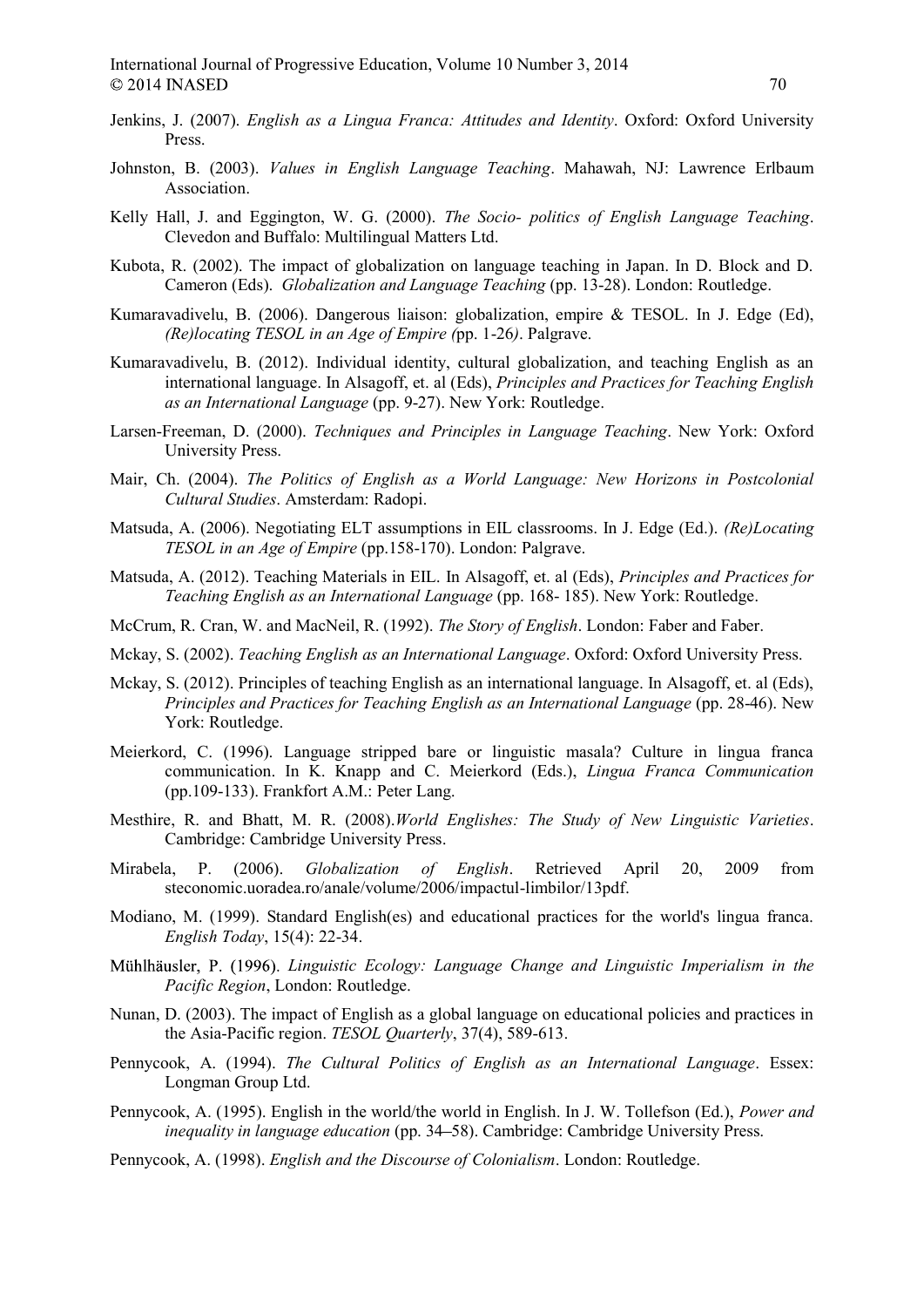Jenkins, J. (2007). *English as a Lingua Franca: Attitudes and Identity*. Oxford: Oxford University Press.

Johnston, B. (2003). *Values in English Language Teaching*. Mahawah, NJ: Lawrence Erlbaum Association.

Kelly Hall, J. and Eggington, W. G. (2000). *The Socio- politics of English Language Teaching*. Clevedon and Buffalo: Multilingual Matters Ltd.

Kubota, R. (2002). The impact of globalization on language teaching in Japan. In D. Block and D. Cameron (Eds). *Globalization and Language Teaching* (pp. 13-28). London: Routledge.

Kumaravadivelu, B. (2006). Dangerous liaison: globalization, empire & TESOL. In J. Edge (Ed), *(Re)locating TESOL in an Age of Empire (*pp. 1-26*)*. Palgrave.

Kumaravadivelu, B. (2012). Individual identity, cultural globalization, and teaching English as an international language. In Alsagoff, et. al (Eds), *Principles and Practices for Teaching English as an International Language* (pp. 9-27). New York: Routledge.

Larsen-Freeman, D. (2000). *Techniques and Principles in Language Teaching*. New York: Oxford University Press.

Mair, Ch. (2004). *The Politics of English as a World Language: New Horizons in Postcolonial Cultural Studies*. Amsterdam: Radopi.

Matsuda, A. (2006). Negotiating ELT assumptions in EIL classrooms. In J. Edge (Ed.). *(Re)Locating TESOL in an Age of Empire* (pp.158-170). London: Palgrave.

Matsuda, A. (2012). Teaching Materials in EIL. In Alsagoff, et. al (Eds), *Principles and Practices for Teaching English as an International Language* (pp. 168- 185). New York: Routledge.

McCrum, R. Cran, W. and MacNeil, R. (1992). *The Story of English*. London: Faber and Faber.

Mckay, S. (2002). *Teaching English as an International Language*. Oxford: Oxford University Press.

Mckay, S. (2012). Principles of teaching English as an international language. In Alsagoff, et. al (Eds), *Principles and Practices for Teaching English as an International Language* (pp. 28-46). New York: Routledge.

Meierkord, C. (1996). Language stripped bare or linguistic masala? Culture in lingua franca communication. In K. Knapp and C. Meierkord (Eds.), *Lingua Franca Communication* (pp.109-133). Frankfort A.M.: Peter Lang.

Mesthire, R. and Bhatt, M. R. (2008).*World Englishes: The Study of New Linguistic Varieties*. Cambridge: Cambridge University Press.

Mirabela, P. (2006). *Globalization of English*. Retrieved April 20, 2009 from steconomic.uoradea.ro/anale/volume/2006/impactul-limbilor/13pdf.

Modiano, M. (1999). Standard English(es) and educational practices for the world's lingua franca. *English Today*, 15(4): 22-34.

Mühlhäusler, P. (1996). *Linguistic Ecology: Language Change and Linguistic Imperialism in the Pacific Region*, London: Routledge.

Nunan, D. (2003). The impact of English as a global language on educational policies and practices in the Asia-Pacific region. *TESOL Quarterly*, 37(4), 589-613.

Pennycook, A. (1994). *The Cultural Politics of English as an International Language*. Essex: Longman Group Ltd.

Pennycook, A. (1995). English in the world/the world in English. In J. W. Tollefson (Ed.), *Power and inequality in language education* (pp. 34–58). Cambridge: Cambridge University Press.

Pennycook, A. (1998). *English and the Discourse of Colonialism*. London: Routledge.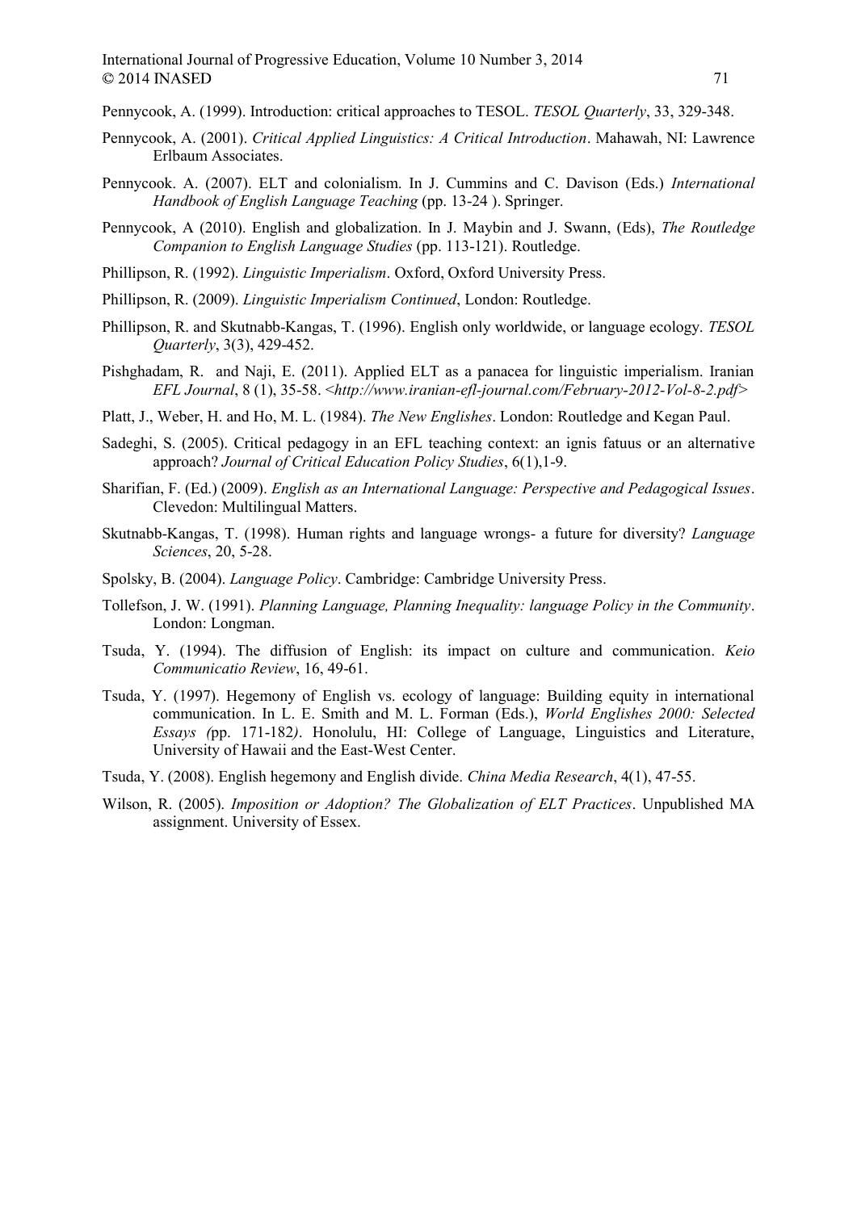Pennycook, A. (1999). Introduction: critical approaches to TESOL. *TESOL Quarterly*, 33, 329-348.

Pennycook, A. (2001). *Critical Applied Linguistics: A Critical Introduction*. Mahawah, NI: Lawrence Erlbaum Associates.

Pennycook. A. (2007). ELT and colonialism. In J. Cummins and C. Davison (Eds.) *International Handbook of English Language Teaching* (pp. 13-24 ). Springer.

Pennycook, A (2010). English and globalization. In J. Maybin and J. Swann, (Eds), *The Routledge Companion to English Language Studies* (pp. 113-121). Routledge.

Phillipson, R. (1992). *Linguistic Imperialism*. Oxford, Oxford University Press.

Phillipson, R. (2009). *Linguistic Imperialism Continued*, London: Routledge.

Phillipson, R. and Skutnabb-Kangas, T. (1996). English only worldwide, or language ecology. *TESOL Quarterly*, 3(3), 429-452.

Pishghadam, R. and Naji, E. (2011). Applied ELT as a panacea for linguistic imperialism. Iranian *EFL Journal*, 8 (1), 35-58. <*http://www.iranian-efl-journal.com/February-2012-Vol-8-2.pdf*>

Platt, J., Weber, H. and Ho, M. L. (1984). *The New Englishes*. London: Routledge and Kegan Paul.

Sadeghi, S. (2005). Critical pedagogy in an EFL teaching context: an ignis fatuus or an alternative approach? *Journal of Critical Education Policy Studies*, 6(1),1-9.

Sharifian, F. (Ed.) (2009). *English as an International Language: Perspective and Pedagogical Issues*. Clevedon: Multilingual Matters.

Skutnabb-Kangas, T. (1998). Human rights and language wrongs- a future for diversity? *Language Sciences*, 20, 5-28.

Spolsky, B. (2004). *Language Policy*. Cambridge: Cambridge University Press.

Tollefson, J. W. (1991). *Planning Language, Planning Inequality: language Policy in the Community*. London: Longman.

Tsuda, Y. (1994). The diffusion of English: its impact on culture and communication. *Keio Communicatio Review*, 16, 49-61.

Tsuda, Y. (1997). Hegemony of English vs. ecology of language: Building equity in international communication. In L. E. Smith and M. L. Forman (Eds.), *World Englishes 2000: Selected Essays (*pp. 171-182*)*. Honolulu, HI: College of Language, Linguistics and Literature, University of Hawaii and the East-West Center.

Tsuda, Y. (2008). English hegemony and English divide. *China Media Research*, 4(1), 47-55.

Wilson, R. (2005). *Imposition or Adoption? The Globalization of ELT Practices*. Unpublished MA assignment. University of Essex.